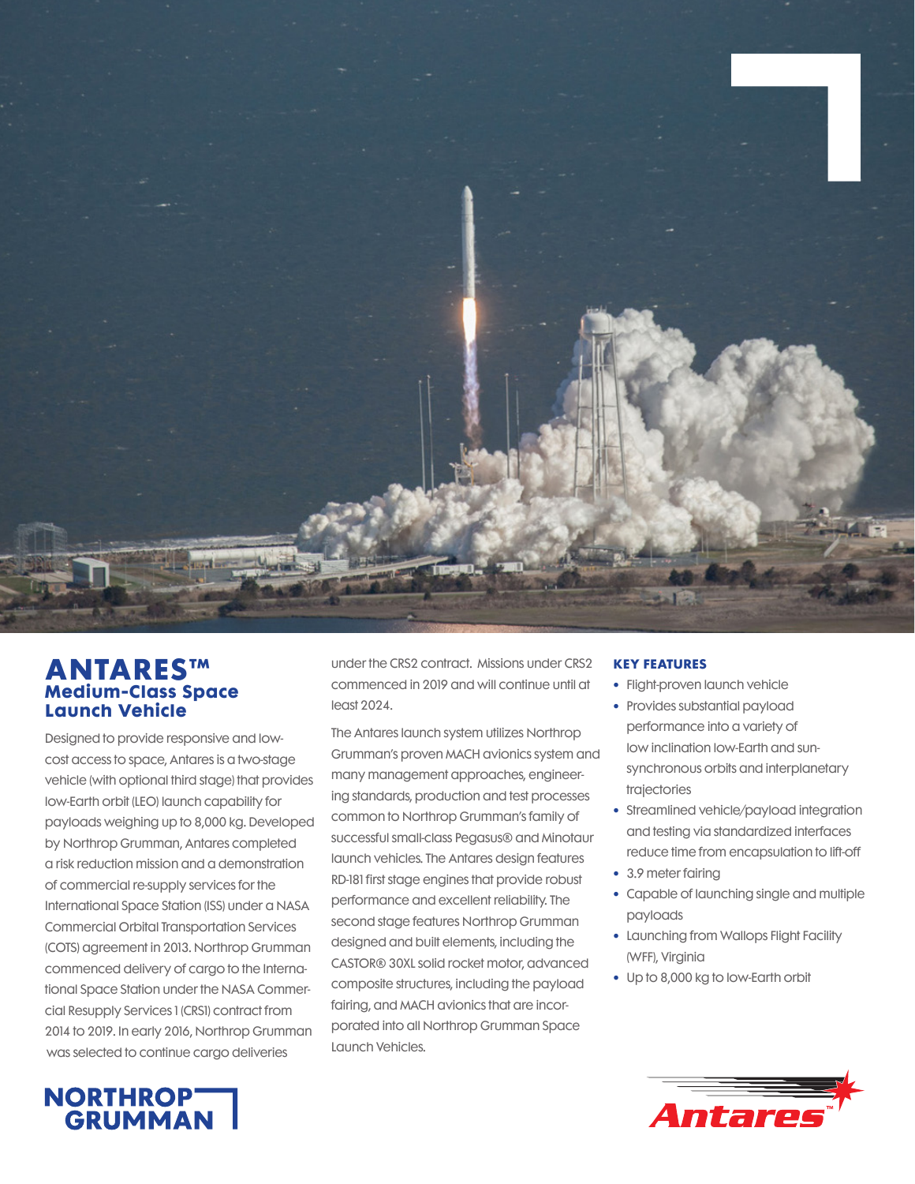# ANTARES™
## Medium-Class Space Launch Vehicle

Designed to provide responsive and low-cost access to space, Antares is a two-stage vehicle (with optional third stage) that provides low-Earth orbit (LEO) launch capability for payloads weighing up to 8,000 kg. Developed by Northrop Grumman, Antares completed a risk reduction mission and a demonstration of commercial re-supply services for the International Space Station (ISS) under a NASA Commercial Orbital Transportation Services (COTS) agreement in 2013. Northrop Grumman commenced delivery of cargo to the International Space Station under the NASA Commercial Resupply Services 1 (CRS1) contract from 2014 to 2019. In early 2016, Northrop Grumman was selected to continue cargo deliveries under the CRS2 contract. Missions under CRS2 commenced in 2019 and will continue until at least 2024.

The Antares launch system utilizes Northrop Grumman's proven MACH avionics system and many management approaches, engineering standards, production and test processes common to Northrop Grumman's family of successful small-class Pegasus® and Minotaur launch vehicles. The Antares design features RD-181 first stage engines that provide robust performance and excellent reliability. The second stage features Northrop Grumman designed and built elements, including the CASTOR® 30XL solid rocket motor, advanced composite structures, including the payload fairing, and MACH avionics that are incorporated into all Northrop Grumman Space Launch Vehicles.

### KEY FEATURES

- Flight-proven launch vehicle
- Provides substantial payload performance into a variety of low inclination low-Earth and sun-synchronous orbits and interplanetary trajectories
- Streamlined vehicle/payload integration and testing via standardized interfaces reduce time from encapsulation to lift-off
- 3.9 meter fairing
- Capable of launching single and multiple payloads
- Launching from Wallops Flight Facility (WFF), Virginia
- Up to 8,000 kg to low-Earth orbit

NORTHROP GRUMMAN

Antares™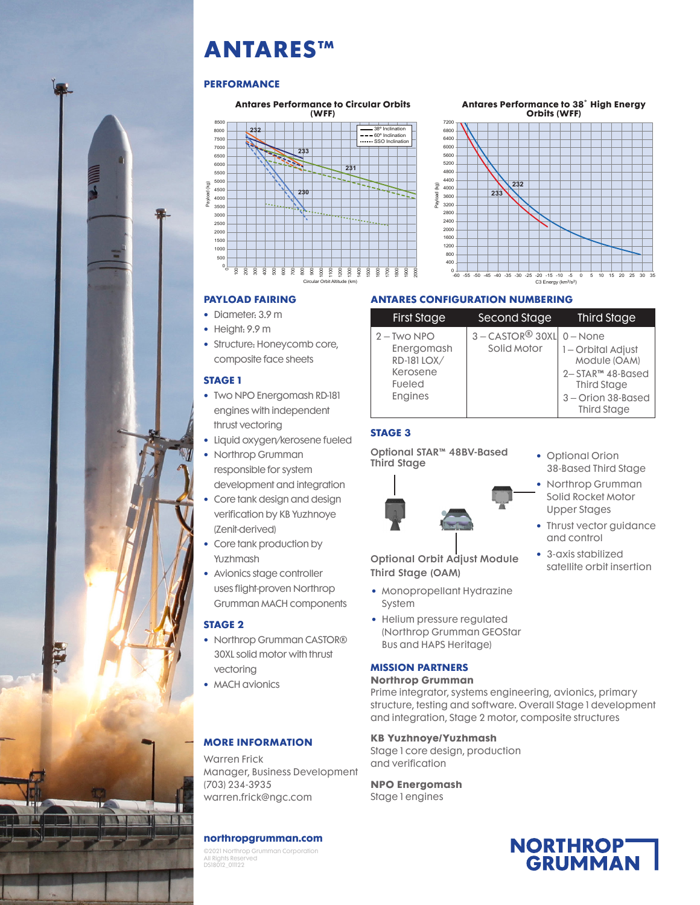# ANTARES™

## PERFORMANCE

**Antares Performance to Circular Orbits (WFF)**

Payload (kg)

8500, 8000, 7500, 7000, 6500, 6000, 5500, 5000, 4500, 4000, 3500, 3000, 2500, 2000, 1500, 1000, 500, 0

Circular Orbit Altitude (km)

100, 200, 300, 400, 500, 600, 700, 800, 900, 1000, 1100, 1200, 1300, 1400, 1500, 1600, 1700, 1800, 1900, 2000

232, 233, 231, 230

38° Inclination
60° Inclination
SSO Inclination

**Antares Performance to 38° High Energy Orbits (WFF)**

Payload (kg)

7200, 6800, 6400, 6000, 5600, 5200, 4800, 4400, 4000, 3600, 3200, 2800, 2400, 2000, 1600, 1200, 800, 400, 0

C3 Energy (km²/s²)

-60, -55, -50, -45, -40, -35, -30, -25, -20, -15, -10, -5, 0, 5, 10, 15, 20, 25, 30, 35

232, 233

## PAYLOAD FAIRING

- Diameter: 3.9 m
- Height: 9.9 m
- Structure: Honeycomb core, composite face sheets

## STAGE 1

- Two NPO Energomash RD-181 engines with independent thrust vectoring
- Liquid oxygen/kerosene fueled
- Northrop Grumman responsible for system development and integration
- Core tank design and design verification by KB Yuzhnoye (Zenit-derived)
- Core tank production by Yuzhmash
- Avionics stage controller uses flight-proven Northrop Grumman MACH components

## STAGE 2

- Northrop Grumman CASTOR® 30XL solid motor with thrust vectoring
- MACH avionics

## ANTARES CONFIGURATION NUMBERING

| First Stage | Second Stage | Third Stage |
|---|---|---|
| 2 – Two NPO Energomash RD-181 LOX/ Kerosene Fueled Engines | 3 – CASTOR® 30XL Solid Motor | 0 – None<br>1 – Orbital Adjust Module (OAM)<br>2 – STAR™ 48-Based Third Stage<br>3 – Orion 38-Based Third Stage |

## STAGE 3

**Optional STAR™ 48BV-Based Third Stage**

**Optional Orbit Adjust Module Third Stage (OAM)**

- Monopropellant Hydrazine System
- Helium pressure regulated (Northrop Grumman GEOStar Bus and HAPS Heritage)

- Optional Orion 38-Based Third Stage
- Northrop Grumman Solid Rocket Motor Upper Stages
- Thrust vector guidance and control
- 3-axis stabilized satellite orbit insertion

## MISSION PARTNERS

**Northrop Grumman**
Prime integrator, systems engineering, avionics, primary structure, testing and software. Overall Stage 1 development and integration, Stage 2 motor, composite structures

**KB Yuzhnoye/Yuzhmash**
Stage 1 core design, production and verification

**NPO Energomash**
Stage 1 engines

## MORE INFORMATION

Warren Frick
Manager, Business Development
(703) 234-3935
warren.frick@ngc.com

**northropgrumman.com**

©2021 Northrop Grumman Corporation
All Rights Reserved
DS18012_011122

NORTHROP GRUMMAN